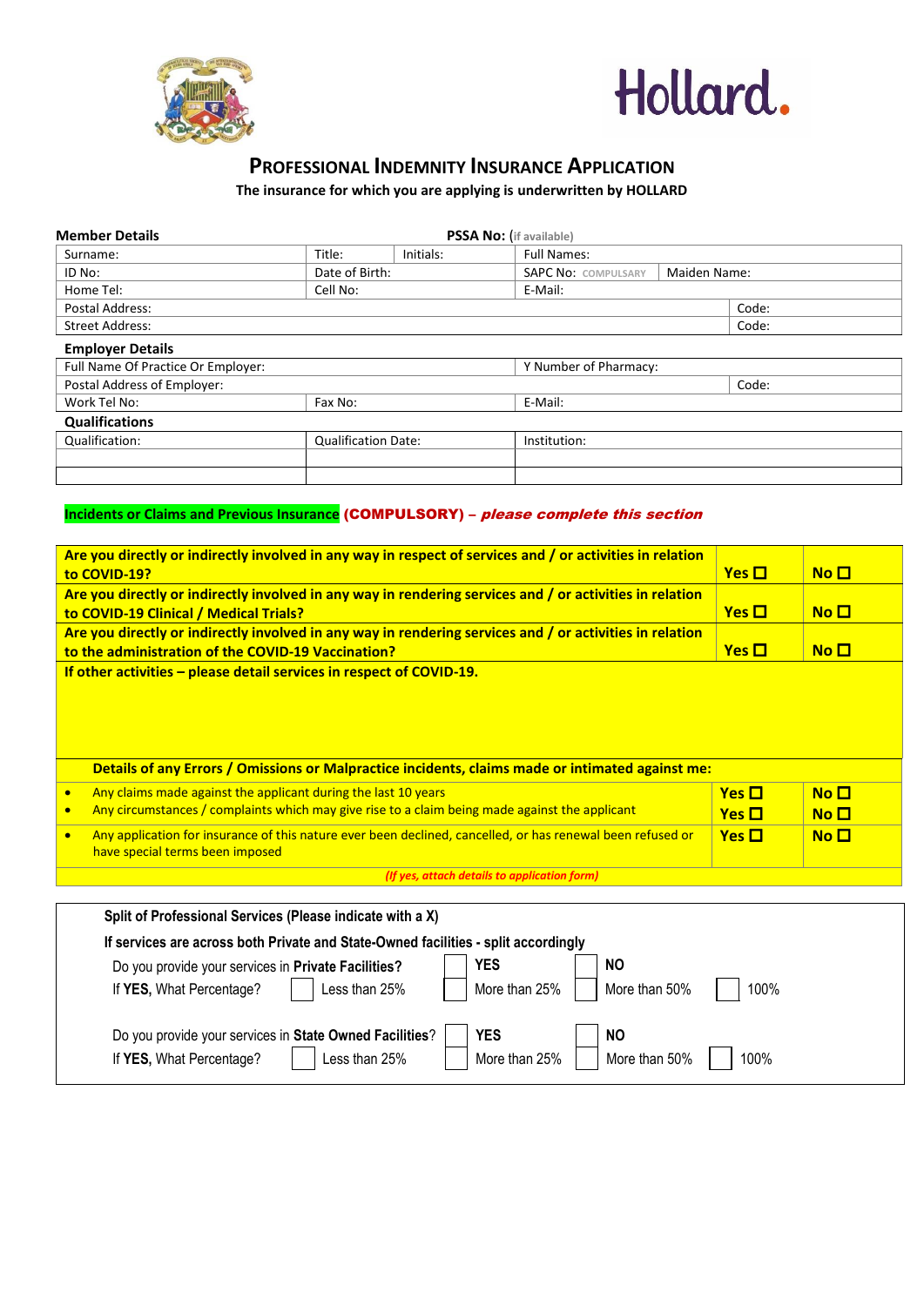Hollard.

# PROFESSIONAL INDEMNITY INSURANCE APPLICATION

**The insurance for which you are applying is underwritten by HOLLARD**

**Member Details** **PSSA No:** (if available)

| Surname: | Title: | Initials: | Full Names: | |
|---|---|---|---|---|
| ID No: | Date of Birth: | | SAPC No: COMPULSARY | Maiden Name: |
| Home Tel: | Cell No: | | E-Mail: | |
| Postal Address: | | | | Code: |
| Street Address: | | | | Code: |

**Employer Details**

| Full Name Of Practice Or Employer: | | Y Number of Pharmacy: | |
|---|---|---|---|
| Postal Address of Employer: | | | Code: |
| Work Tel No: | Fax No: | E-Mail: | |

**Qualifications**

| Qualification: | Qualification Date: | Institution: |
|---|---|---|
| | | |
| | | |

**Incidents or Claims and Previous Insurance (COMPULSORY)** – ***please complete this section***

| | | |
|---|---|---|
| **Are you directly or indirectly involved in any way in respect of services and / or activities in relation to COVID-19?** | **Yes ☐** | **No ☐** |
| **Are you directly or indirectly involved in any way in rendering services and / or activities in relation to COVID-19 Clinical / Medical Trials?** | **Yes ☐** | **No ☐** |
| **Are you directly or indirectly involved in any way in rendering services and / or activities in relation to the administration of the COVID-19 Vaccination?** | **Yes ☐** | **No ☐** |
| **If other activities – please detail services in respect of COVID-19.** | | |

**Details of any Errors / Omissions or Malpractice incidents, claims made or intimated against me:**

| | | |
|---|---|---|
| • Any claims made against the applicant during the last 10 years | **Yes ☐** | **No ☐** |
| • Any circumstances / complaints which may give rise to a claim being made against the applicant | **Yes ☐** | **No ☐** |
| • Any application for insurance of this nature ever been declined, cancelled, or has renewal been refused or have special terms been imposed | **Yes ☐** | **No ☐** |

*(If yes, attach details to application form)*

**Split of Professional Services (Please indicate with a X)**

**If services are across both Private and State-Owned facilities - split accordingly**

| | | | | |
|---|---|---|---|---|
| Do you provide your services in **Private Facilities?** | | ☐ **YES** | ☐ **NO** | |
| If **YES,** What Percentage? | ☐ Less than 25% | ☐ More than 25% | ☐ More than 50% | ☐ 100% |
| Do you provide your services in **State Owned Facilities**? | | ☐ **YES** | ☐ **NO** | |
| If **YES,** What Percentage? | ☐ Less than 25% | ☐ More than 25% | ☐ More than 50% | ☐ 100% |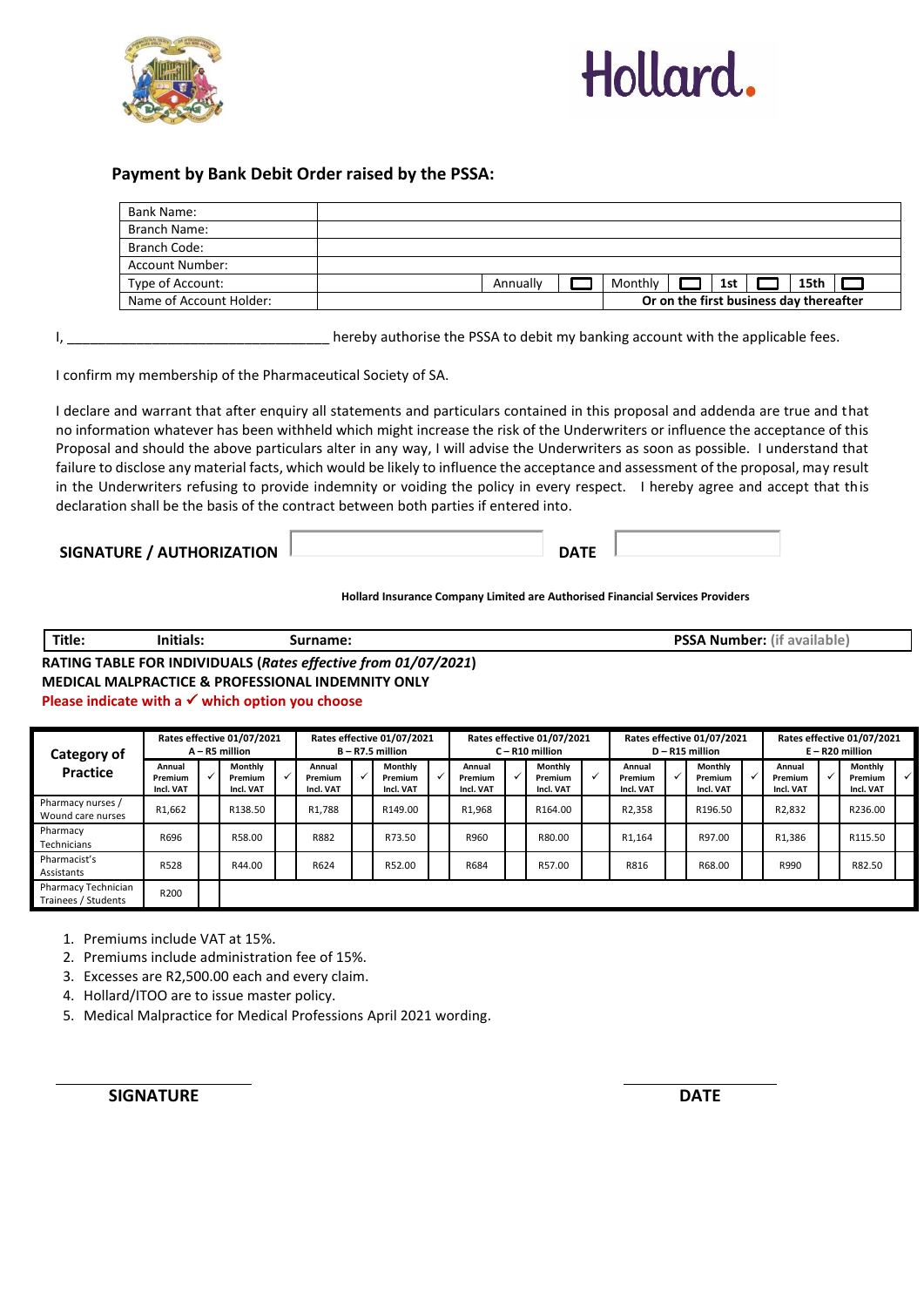## Payment by Bank Debit Order raised by the PSSA:

| Bank Name: | | | | | | | | |
|---|---|---|---|---|---|---|---|---|
| Branch Name: | | | | | | | | |
| Branch Code: | | | | | | | | |
| Account Number: | | | | | | | | |
| Type of Account: | | Annually | ☐ | Monthly | ☐ | 1st | ☐ | 15th ☐ |
| Name of Account Holder: | | | | **Or on the first business day thereafter** | | | | |

I, ___________________________________ hereby authorise the PSSA to debit my banking account with the applicable fees.

I confirm my membership of the Pharmaceutical Society of SA.

I declare and warrant that after enquiry all statements and particulars contained in this proposal and addenda are true and that no information whatever has been withheld which might increase the risk of the Underwriters or influence the acceptance of this Proposal and should the above particulars alter in any way, I will advise the Underwriters as soon as possible. I understand that failure to disclose any material facts, which would be likely to influence the acceptance and assessment of the proposal, may result in the Underwriters refusing to provide indemnity or voiding the policy in every respect. I hereby agree and accept that this declaration shall be the basis of the contract between both parties if entered into.

**SIGNATURE / AUTHORIZATION** ____________ **DATE** ____________

**Hollard Insurance Company Limited are Authorised Financial Services Providers**

| **Title:** | **Initials:** | **Surname:** | **PSSA Number:** (if available) |
|---|---|---|---|

**RATING TABLE FOR INDIVIDUALS (*Rates effective from 01/07/2021*)**
**MEDICAL MALPRACTICE & PROFESSIONAL INDEMNITY ONLY**
**Please indicate with a ✓ which option you choose**

| Category of Practice | Rates effective 01/07/2021 A – R5 million | | | | Rates effective 01/07/2021 B – R7.5 million | | | | Rates effective 01/07/2021 C – R10 million | | | | Rates effective 01/07/2021 D – R15 million | | | | Rates effective 01/07/2021 E – R20 million | | | |
|---|---|---|---|---|---|---|---|---|---|---|---|---|---|---|---|---|---|---|---|---|
| | Annual Premium Incl. VAT | ✓ | Monthly Premium Incl. VAT | ✓ | Annual Premium Incl. VAT | ✓ | Monthly Premium Incl. VAT | ✓ | Annual Premium Incl. VAT | ✓ | Monthly Premium Incl. VAT | ✓ | Annual Premium Incl. VAT | ✓ | Monthly Premium Incl. VAT | ✓ | Annual Premium Incl. VAT | ✓ | Monthly Premium Incl. VAT | ✓ |
| Pharmacy nurses / Wound care nurses | R1,662 | | R138.50 | | R1,788 | | R149.00 | | R1,968 | | R164.00 | | R2,358 | | R196.50 | | R2,832 | | R236.00 | |
| Pharmacy Technicians | R696 | | R58.00 | | R882 | | R73.50 | | R960 | | R80.00 | | R1,164 | | R97.00 | | R1,386 | | R115.50 | |
| Pharmacist's Assistants | R528 | | R44.00 | | R624 | | R52.00 | | R684 | | R57.00 | | R816 | | R68.00 | | R990 | | R82.50 | |
| Pharmacy Technician Trainees / Students | R200 | | | | | | | | | | | | | | | | | | | |

1. Premiums include VAT at 15%.
2. Premiums include administration fee of 15%.
3. Excesses are R2,500.00 each and every claim.
4. Hollard/ITOO are to issue master policy.
5. Medical Malpractice for Medical Professions April 2021 wording.

**SIGNATURE** ____________ **DATE** ____________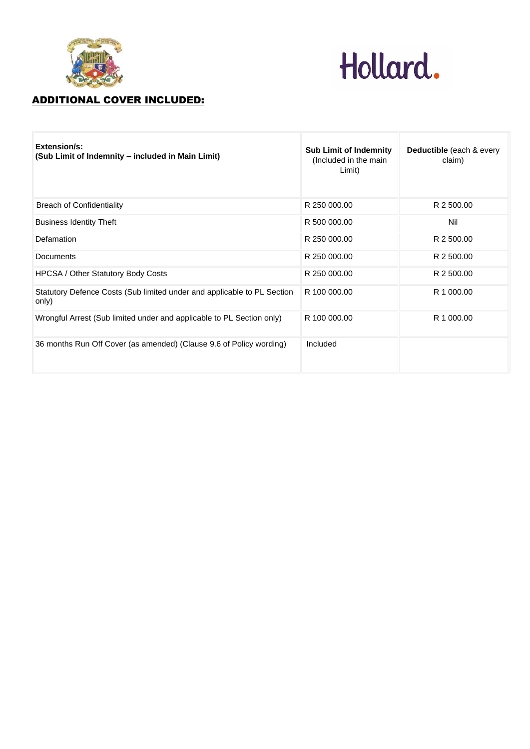## ADDITIONAL COVER INCLUDED:

| **Extension/s:** **(Sub Limit of Indemnity – included in Main Limit)** | **Sub Limit of Indemnity** (Included in the main Limit) | **Deductible** (each & every claim) |
|---|---|---|
| Breach of Confidentiality | R 250 000.00 | R 2 500.00 |
| Business Identity Theft | R 500 000.00 | Nil |
| Defamation | R 250 000.00 | R 2 500.00 |
| Documents | R 250 000.00 | R 2 500.00 |
| HPCSA / Other Statutory Body Costs | R 250 000.00 | R 2 500.00 |
| Statutory Defence Costs (Sub limited under and applicable to PL Section only) | R 100 000.00 | R 1 000.00 |
| Wrongful Arrest (Sub limited under and applicable to PL Section only) | R 100 000.00 | R 1 000.00 |
| 36 months Run Off Cover (as amended) (Clause 9.6 of Policy wording) | Included | |